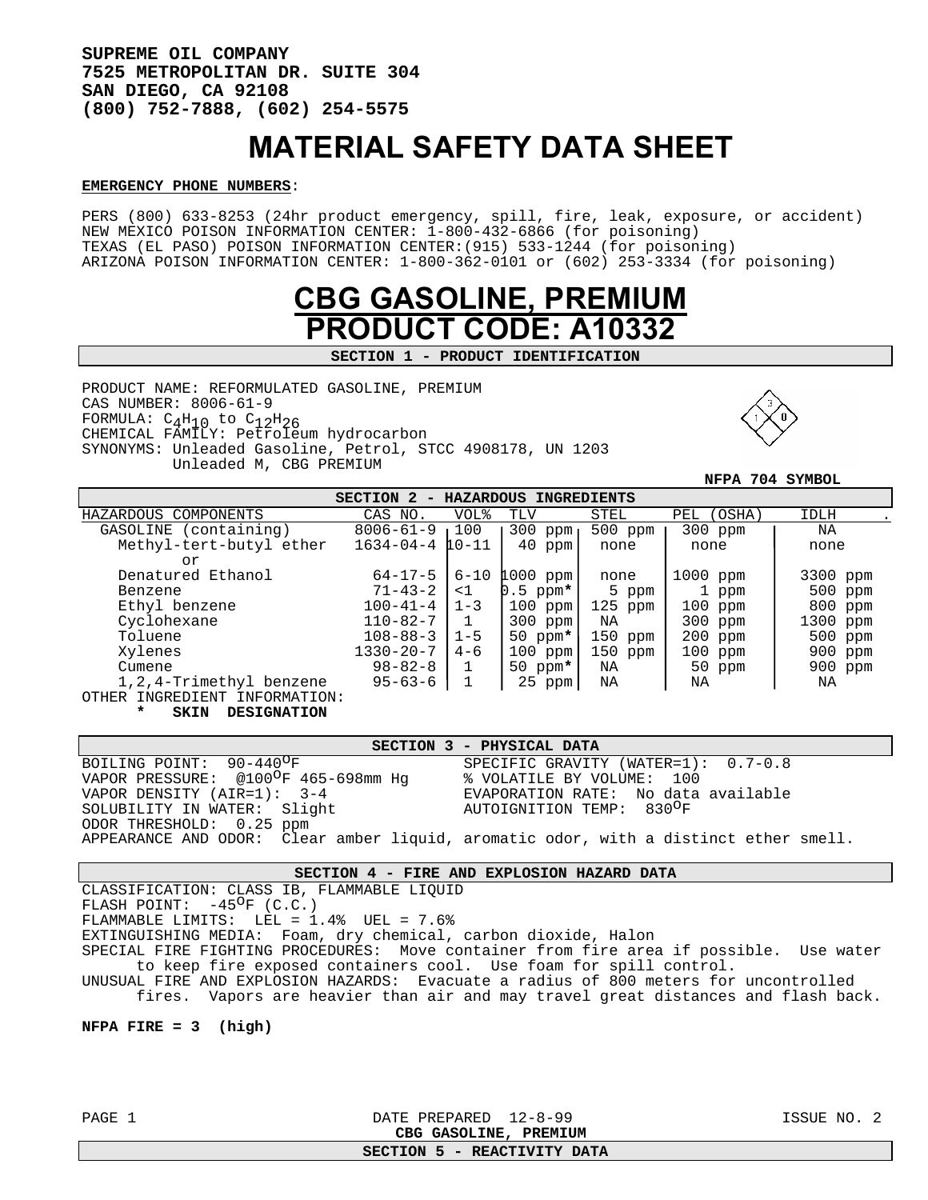**SUPREME OIL COMPANY**
**7525 METROPOLITAN DR. SUITE 304**
**SAN DIEGO, CA 92108**
**(800) 752-7888, (602) 254-5575**

# MATERIAL SAFETY DATA SHEET

**EMERGENCY PHONE NUMBERS**:

PERS (800) 633-8253 (24hr product emergency, spill, fire, leak, exposure, or accident)
NEW MEXICO POISON INFORMATION CENTER: 1-800-432-6866 (for poisoning)
TEXAS (EL PASO) POISON INFORMATION CENTER:(915) 533-1244 (for poisoning)
ARIZONA POISON INFORMATION CENTER: 1-800-362-0101 or (602) 253-3334 (for poisoning)

# CBG GASOLINE, PREMIUM
# PRODUCT CODE: A10332

## SECTION 1 - PRODUCT IDENTIFICATION

PRODUCT NAME: REFORMULATED GASOLINE, PREMIUM
CAS NUMBER: 8006-61-9
FORMULA: $C_4H_{10}$ to $C_{12}H_{26}$
CHEMICAL FAMILY: Petroleum hydrocarbon
SYNONYMS: Unleaded Gasoline, Petrol, STCC 4908178, UN 1203
Unleaded M, CBG PREMIUM

NFPA 704 SYMBOL (Health 1, Fire 3, Reactivity 0)

## SECTION 2 - HAZARDOUS INGREDIENTS

| HAZARDOUS COMPONENTS | CAS NO. | VOL% | TLV | STEL | PEL (OSHA) | IDLH |
|---|---|---|---|---|---|---|
| GASOLINE (containing) | 8006-61-9 | 100 | 300 ppm | 500 ppm | 300 ppm | NA |
| Methyl-tert-butyl ether or | 1634-04-4 | 10-11 | 40 ppm | none | none | none |
| Denatured Ethanol | 64-17-5 | 6-10 | 1000 ppm | none | 1000 ppm | 3300 ppm |
| Benzene | 71-43-2 | <1 | 0.5 ppm* | 5 ppm | 1 ppm | 500 ppm |
| Ethyl benzene | 100-41-4 | 1-3 | 100 ppm | 125 ppm | 100 ppm | 800 ppm |
| Cyclohexane | 110-82-7 | 1 | 300 ppm | NA | 300 ppm | 1300 ppm |
| Toluene | 108-88-3 | 1-5 | 50 ppm* | 150 ppm | 200 ppm | 500 ppm |
| Xylenes | 1330-20-7 | 4-6 | 100 ppm | 150 ppm | 100 ppm | 900 ppm |
| Cumene | 98-82-8 | 1 | 50 ppm* | NA | 50 ppm | 900 ppm |
| 1,2,4-Trimethyl benzene | 95-63-6 | 1 | 25 ppm | NA | NA | NA |

OTHER INGREDIENT INFORMATION:
**\* SKIN DESIGNATION**

## SECTION 3 - PHYSICAL DATA

BOILING POINT: 90-440°F
VAPOR PRESSURE: @100°F 465-698mm Hg
VAPOR DENSITY (AIR=1): 3-4
SOLUBILITY IN WATER: Slight
ODOR THRESHOLD: 0.25 ppm
SPECIFIC GRAVITY (WATER=1): 0.7-0.8
% VOLATILE BY VOLUME: 100
EVAPORATION RATE: No data available
AUTOIGNITION TEMP: 830°F
APPEARANCE AND ODOR: Clear amber liquid, aromatic odor, with a distinct ether smell.

## SECTION 4 - FIRE AND EXPLOSION HAZARD DATA

CLASSIFICATION: CLASS IB, FLAMMABLE LIQUID
FLASH POINT: -45°F (C.C.)
FLAMMABLE LIMITS: LEL = 1.4% UEL = 7.6%
EXTINGUISHING MEDIA: Foam, dry chemical, carbon dioxide, Halon
SPECIAL FIRE FIGHTING PROCEDURES: Move container from fire area if possible. Use water to keep fire exposed containers cool. Use foam for spill control.
UNUSUAL FIRE AND EXPLOSION HAZARDS: Evacuate a radius of 800 meters for uncontrolled fires. Vapors are heavier than air and may travel great distances and flash back.

**NFPA FIRE = 3 (high)**

DATE PREPARED 12-8-99 ISSUE NO. 2

## SECTION 5 - REACTIVITY DATA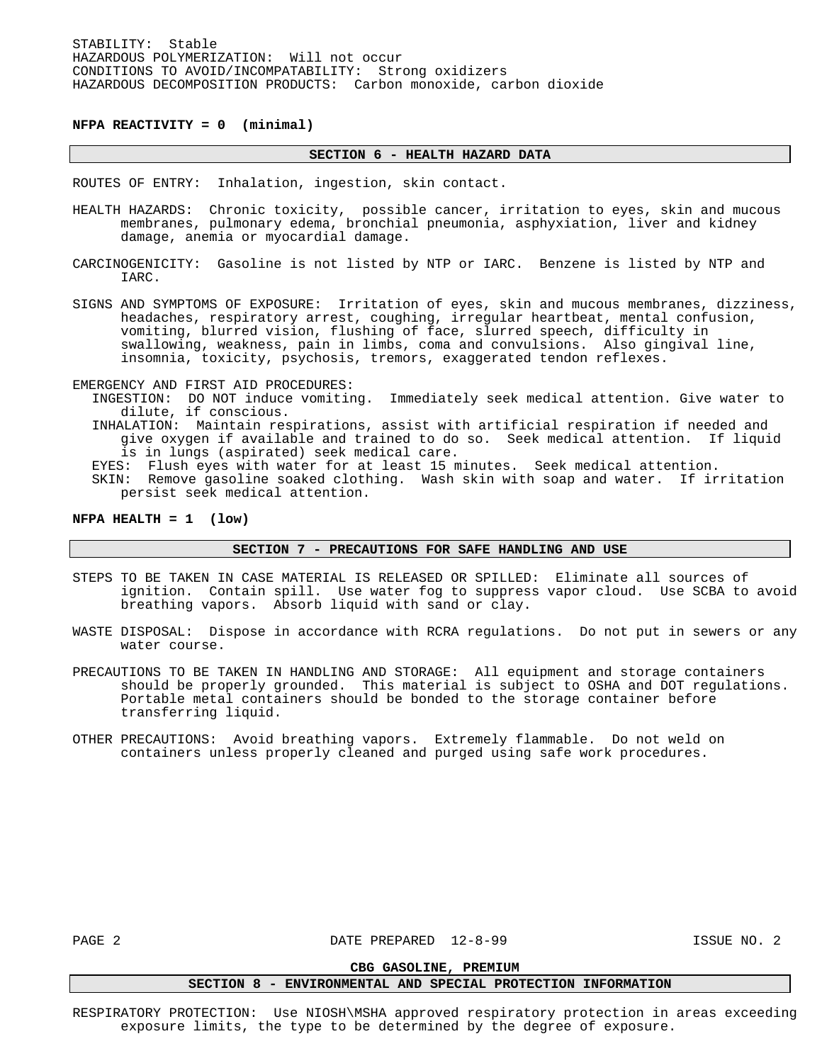STABILITY: Stable
HAZARDOUS POLYMERIZATION: Will not occur
CONDITIONS TO AVOID/INCOMPATABILITY: Strong oxidizers
HAZARDOUS DECOMPOSITION PRODUCTS: Carbon monoxide, carbon dioxide

**NFPA REACTIVITY = 0 (minimal)**

## SECTION 6 - HEALTH HAZARD DATA

ROUTES OF ENTRY: Inhalation, ingestion, skin contact.

HEALTH HAZARDS: Chronic toxicity, possible cancer, irritation to eyes, skin and mucous membranes, pulmonary edema, bronchial pneumonia, asphyxiation, liver and kidney damage, anemia or myocardial damage.

CARCINOGENICITY: Gasoline is not listed by NTP or IARC. Benzene is listed by NTP and IARC.

SIGNS AND SYMPTOMS OF EXPOSURE: Irritation of eyes, skin and mucous membranes, dizziness, headaches, respiratory arrest, coughing, irregular heartbeat, mental confusion, vomiting, blurred vision, flushing of face, slurred speech, difficulty in swallowing, weakness, pain in limbs, coma and convulsions. Also gingival line, insomnia, toxicity, psychosis, tremors, exaggerated tendon reflexes.

EMERGENCY AND FIRST AID PROCEDURES:
- INGESTION: DO NOT induce vomiting. Immediately seek medical attention. Give water to dilute, if conscious.
- INHALATION: Maintain respirations, assist with artificial respiration if needed and give oxygen if available and trained to do so. Seek medical attention. If liquid is in lungs (aspirated) seek medical care.
- EYES: Flush eyes with water for at least 15 minutes. Seek medical attention.
- SKIN: Remove gasoline soaked clothing. Wash skin with soap and water. If irritation persist seek medical attention.

**NFPA HEALTH = 1 (low)**

## SECTION 7 - PRECAUTIONS FOR SAFE HANDLING AND USE

STEPS TO BE TAKEN IN CASE MATERIAL IS RELEASED OR SPILLED: Eliminate all sources of ignition. Contain spill. Use water fog to suppress vapor cloud. Use SCBA to avoid breathing vapors. Absorb liquid with sand or clay.

WASTE DISPOSAL: Dispose in accordance with RCRA regulations. Do not put in sewers or any water course.

PRECAUTIONS TO BE TAKEN IN HANDLING AND STORAGE: All equipment and storage containers should be properly grounded. This material is subject to OSHA and DOT regulations. Portable metal containers should be bonded to the storage container before transferring liquid.

OTHER PRECAUTIONS: Avoid breathing vapors. Extremely flammable. Do not weld on containers unless properly cleaned and purged using safe work procedures.

**CBG GASOLINE, PREMIUM**

## SECTION 8 - ENVIRONMENTAL AND SPECIAL PROTECTION INFORMATION

RESPIRATORY PROTECTION: Use NIOSH\MSHA approved respiratory protection in areas exceeding exposure limits, the type to be determined by the degree of exposure.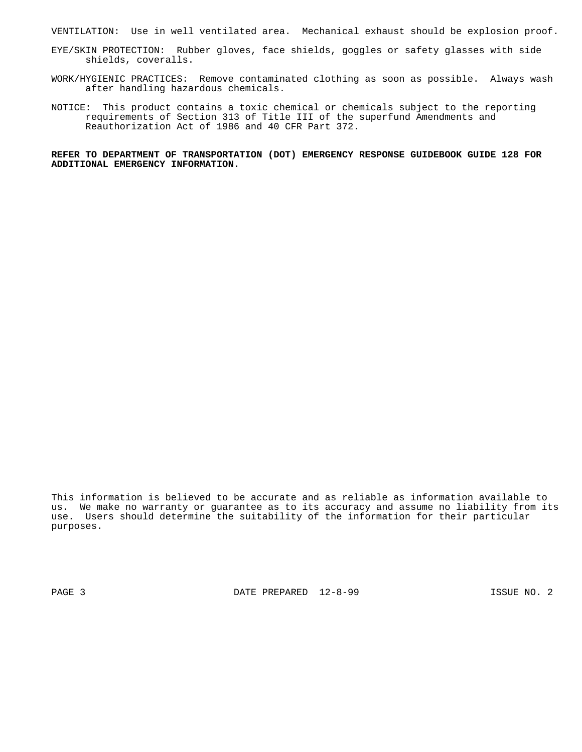VENTILATION: Use in well ventilated area. Mechanical exhaust should be explosion proof.

EYE/SKIN PROTECTION: Rubber gloves, face shields, goggles or safety glasses with side shields, coveralls.

WORK/HYGIENIC PRACTICES: Remove contaminated clothing as soon as possible. Always wash after handling hazardous chemicals.

NOTICE: This product contains a toxic chemical or chemicals subject to the reporting requirements of Section 313 of Title III of the superfund Amendments and Reauthorization Act of 1986 and 40 CFR Part 372.

**REFER TO DEPARTMENT OF TRANSPORTATION (DOT) EMERGENCY RESPONSE GUIDEBOOK GUIDE 128 FOR ADDITIONAL EMERGENCY INFORMATION.**

This information is believed to be accurate and as reliable as information available to us. We make no warranty or guarantee as to its accuracy and assume no liability from its use. Users should determine the suitability of the information for their particular purposes.

DATE PREPARED 12-8-99 ISSUE NO. 2